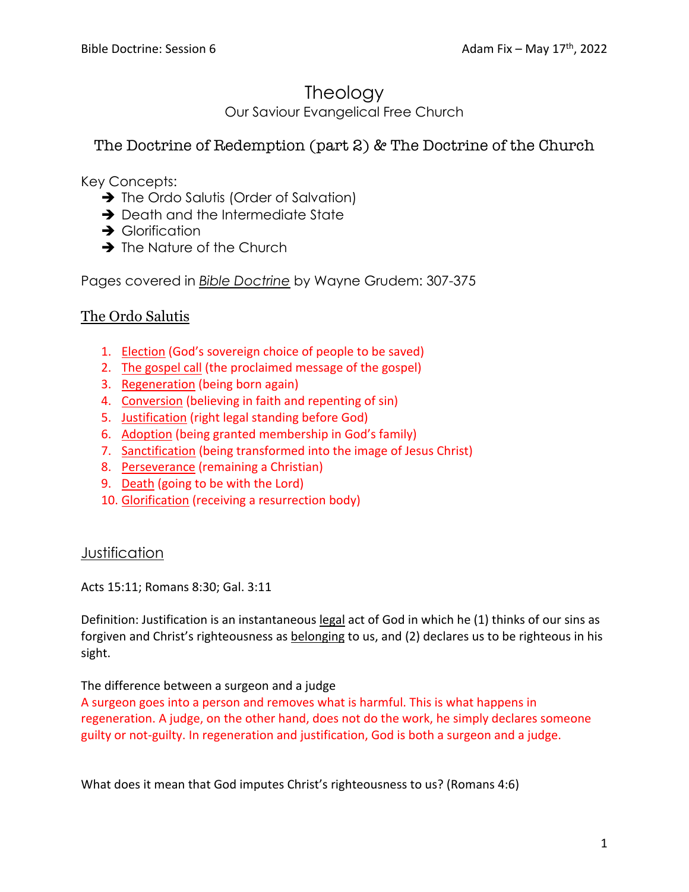# Theology

Our Saviour Evangelical Free Church

## The Doctrine of Redemption (part 2) & The Doctrine of the Church

Key Concepts:

- ➔ The Ordo Salutis (Order of Salvation)
- ➔ Death and the Intermediate State
- ➔ Glorification
- ➔ The Nature of the Church

Pages covered in *Bible Doctrine* by Wayne Grudem: 307-375

## The Ordo Salutis

1. Election (God's sovereign choice of people to be saved)
2. The gospel call (the proclaimed message of the gospel)
3. Regeneration (being born again)
4. Conversion (believing in faith and repenting of sin)
5. Justification (right legal standing before God)
6. Adoption (being granted membership in God's family)
7. Sanctification (being transformed into the image of Jesus Christ)
8. Perseverance (remaining a Christian)
9. Death (going to be with the Lord)
10. Glorification (receiving a resurrection body)

## Justification

Acts 15:11; Romans 8:30; Gal. 3:11

Definition: Justification is an instantaneous legal act of God in which he (1) thinks of our sins as forgiven and Christ's righteousness as belonging to us, and (2) declares us to be righteous in his sight.

The difference between a surgeon and a judge

A surgeon goes into a person and removes what is harmful. This is what happens in regeneration. A judge, on the other hand, does not do the work, he simply declares someone guilty or not-guilty. In regeneration and justification, God is both a surgeon and a judge.

What does it mean that God imputes Christ's righteousness to us? (Romans 4:6)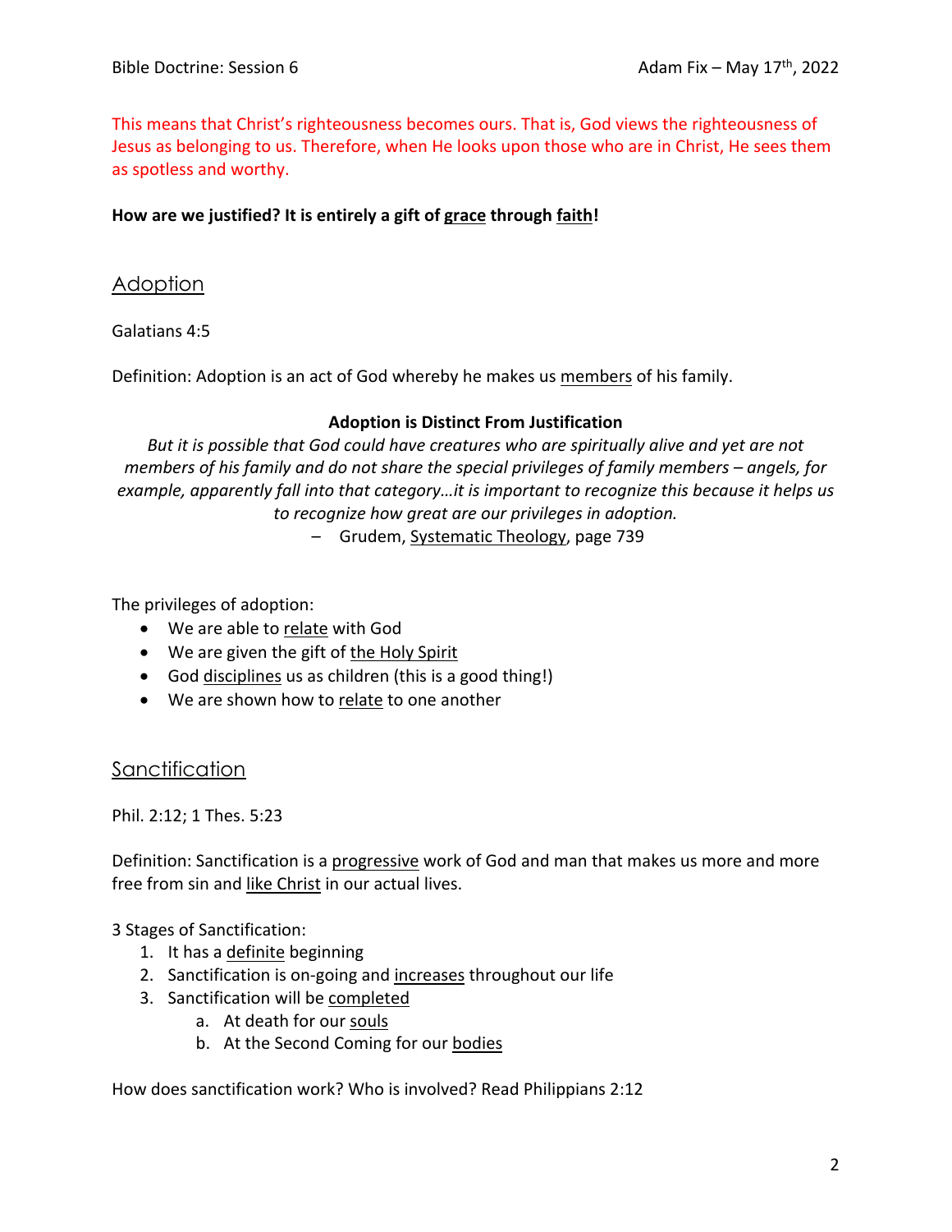This means that Christ's righteousness becomes ours. That is, God views the righteousness of Jesus as belonging to us. Therefore, when He looks upon those who are in Christ, He sees them as spotless and worthy.

**How are we justified? It is entirely a gift of grace through faith!**

## Adoption

Galatians 4:5

Definition: Adoption is an act of God whereby he makes us members of his family.

**Adoption is Distinct From Justification**

*But it is possible that God could have creatures who are spiritually alive and yet are not members of his family and do not share the special privileges of family members – angels, for example, apparently fall into that category…it is important to recognize this because it helps us to recognize how great are our privileges in adoption.*

– Grudem, Systematic Theology, page 739

The privileges of adoption:

- We are able to relate with God
- We are given the gift of the Holy Spirit
- God disciplines us as children (this is a good thing!)
- We are shown how to relate to one another

## Sanctification

Phil. 2:12; 1 Thes. 5:23

Definition: Sanctification is a progressive work of God and man that makes us more and more free from sin and like Christ in our actual lives.

3 Stages of Sanctification:

1. It has a definite beginning
2. Sanctification is on-going and increases throughout our life
3. Sanctification will be completed
   a. At death for our souls
   b. At the Second Coming for our bodies

How does sanctification work? Who is involved? Read Philippians 2:12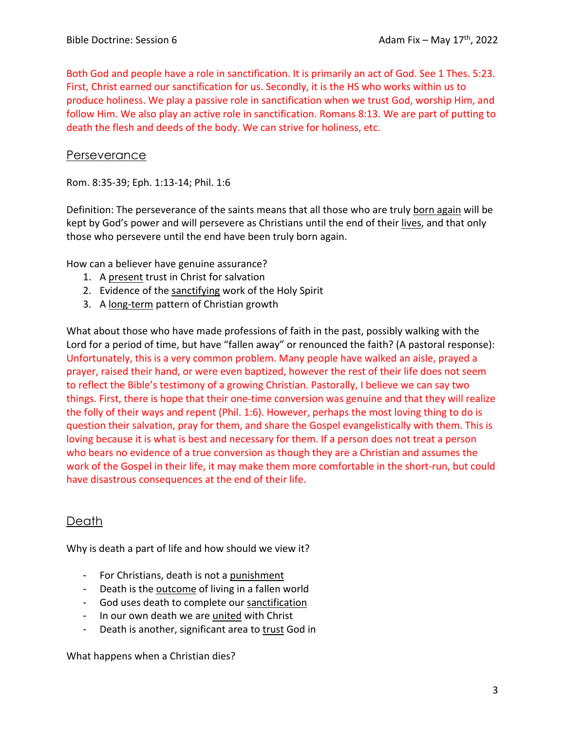Both God and people have a role in sanctification. It is primarily an act of God. See 1 Thes. 5:23. First, Christ earned our sanctification for us. Secondly, it is the HS who works within us to produce holiness. We play a passive role in sanctification when we trust God, worship Him, and follow Him. We also play an active role in sanctification. Romans 8:13. We are part of putting to death the flesh and deeds of the body. We can strive for holiness, etc.

## Perseverance

Rom. 8:35-39; Eph. 1:13-14; Phil. 1:6

Definition: The perseverance of the saints means that all those who are truly born again will be kept by God's power and will persevere as Christians until the end of their lives, and that only those who persevere until the end have been truly born again.

How can a believer have genuine assurance?

1. A present trust in Christ for salvation
2. Evidence of the sanctifying work of the Holy Spirit
3. A long-term pattern of Christian growth

What about those who have made professions of faith in the past, possibly walking with the Lord for a period of time, but have "fallen away" or renounced the faith? (A pastoral response): Unfortunately, this is a very common problem. Many people have walked an aisle, prayed a prayer, raised their hand, or were even baptized, however the rest of their life does not seem to reflect the Bible's testimony of a growing Christian. Pastorally, I believe we can say two things. First, there is hope that their one-time conversion was genuine and that they will realize the folly of their ways and repent (Phil. 1:6). However, perhaps the most loving thing to do is question their salvation, pray for them, and share the Gospel evangelistically with them. This is loving because it is what is best and necessary for them. If a person does not treat a person who bears no evidence of a true conversion as though they are a Christian and assumes the work of the Gospel in their life, it may make them more comfortable in the short-run, but could have disastrous consequences at the end of their life.

## Death

Why is death a part of life and how should we view it?

- For Christians, death is not a punishment
- Death is the outcome of living in a fallen world
- God uses death to complete our sanctification
- In our own death we are united with Christ
- Death is another, significant area to trust God in

What happens when a Christian dies?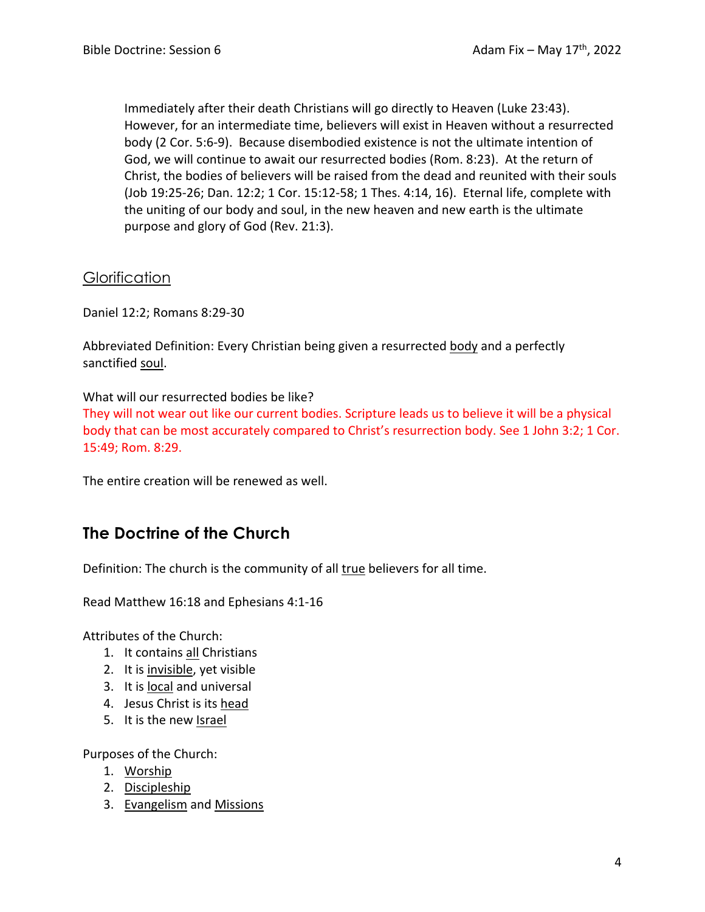Immediately after their death Christians will go directly to Heaven (Luke 23:43). However, for an intermediate time, believers will exist in Heaven without a resurrected body (2 Cor. 5:6-9). Because disembodied existence is not the ultimate intention of God, we will continue to await our resurrected bodies (Rom. 8:23). At the return of Christ, the bodies of believers will be raised from the dead and reunited with their souls (Job 19:25-26; Dan. 12:2; 1 Cor. 15:12-58; 1 Thes. 4:14, 16). Eternal life, complete with the uniting of our body and soul, in the new heaven and new earth is the ultimate purpose and glory of God (Rev. 21:3).

## Glorification

Daniel 12:2; Romans 8:29-30

Abbreviated Definition: Every Christian being given a resurrected body and a perfectly sanctified soul.

What will our resurrected bodies be like?
They will not wear out like our current bodies. Scripture leads us to believe it will be a physical body that can be most accurately compared to Christ's resurrection body. See 1 John 3:2; 1 Cor. 15:49; Rom. 8:29.

The entire creation will be renewed as well.

# The Doctrine of the Church

Definition: The church is the community of all true believers for all time.

Read Matthew 16:18 and Ephesians 4:1-16

Attributes of the Church:

1. It contains all Christians
2. It is invisible, yet visible
3. It is local and universal
4. Jesus Christ is its head
5. It is the new Israel

Purposes of the Church:

1. Worship
2. Discipleship
3. Evangelism and Missions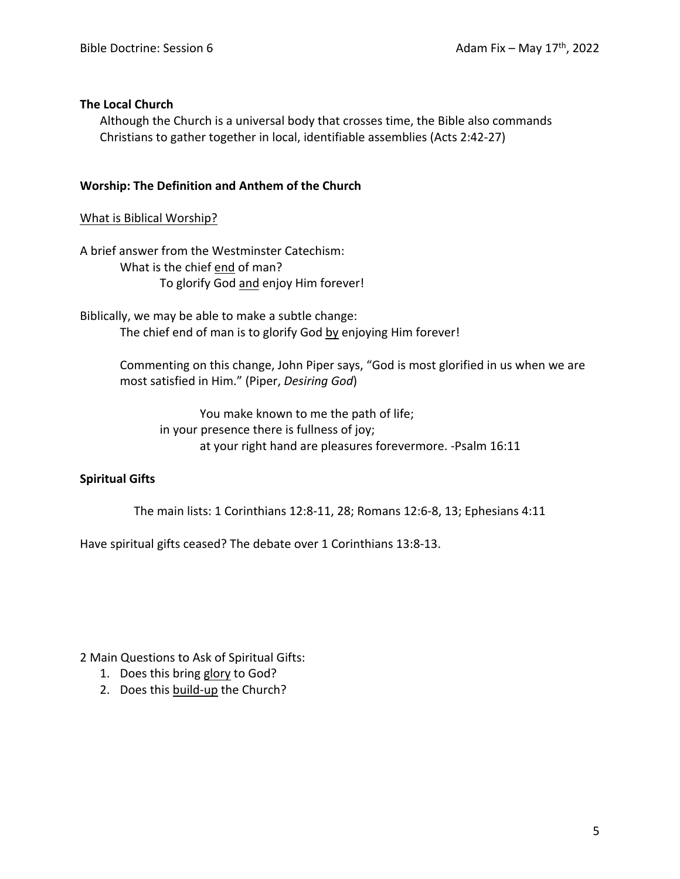**The Local Church**

Although the Church is a universal body that crosses time, the Bible also commands Christians to gather together in local, identifiable assemblies (Acts 2:42-27)

**Worship: The Definition and Anthem of the Church**

<u>What is Biblical Worship?</u>

A brief answer from the Westminster Catechism:

What is the chief <u>end</u> of man?

To glorify God <u>and</u> enjoy Him forever!

Biblically, we may be able to make a subtle change:

The chief end of man is to glorify God <u>by</u> enjoying Him forever!

Commenting on this change, John Piper says, "God is most glorified in us when we are most satisfied in Him." (Piper, *Desiring God*)

> You make known to me the path of life;
> in your presence there is fullness of joy;
> at your right hand are pleasures forevermore. -Psalm 16:11

**Spiritual Gifts**

The main lists: 1 Corinthians 12:8-11, 28; Romans 12:6-8, 13; Ephesians 4:11

Have spiritual gifts ceased? The debate over 1 Corinthians 13:8-13.

2 Main Questions to Ask of Spiritual Gifts:

1. Does this bring <u>glory</u> to God?
2. Does this <u>build-up</u> the Church?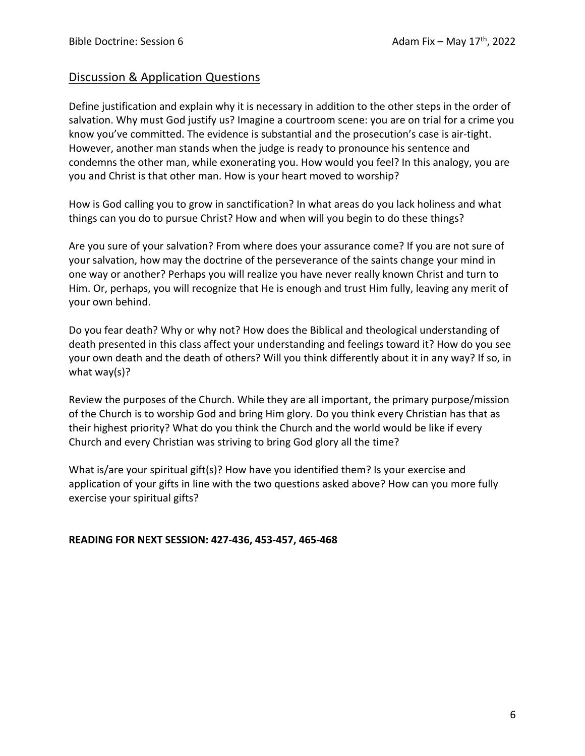## Discussion & Application Questions

Define justification and explain why it is necessary in addition to the other steps in the order of salvation. Why must God justify us? Imagine a courtroom scene: you are on trial for a crime you know you've committed. The evidence is substantial and the prosecution's case is air-tight. However, another man stands when the judge is ready to pronounce his sentence and condemns the other man, while exonerating you. How would you feel? In this analogy, you are you and Christ is that other man. How is your heart moved to worship?

How is God calling you to grow in sanctification? In what areas do you lack holiness and what things can you do to pursue Christ? How and when will you begin to do these things?

Are you sure of your salvation? From where does your assurance come? If you are not sure of your salvation, how may the doctrine of the perseverance of the saints change your mind in one way or another? Perhaps you will realize you have never really known Christ and turn to Him. Or, perhaps, you will recognize that He is enough and trust Him fully, leaving any merit of your own behind.

Do you fear death? Why or why not? How does the Biblical and theological understanding of death presented in this class affect your understanding and feelings toward it? How do you see your own death and the death of others? Will you think differently about it in any way? If so, in what way(s)?

Review the purposes of the Church. While they are all important, the primary purpose/mission of the Church is to worship God and bring Him glory. Do you think every Christian has that as their highest priority? What do you think the Church and the world would be like if every Church and every Christian was striving to bring God glory all the time?

What is/are your spiritual gift(s)? How have you identified them? Is your exercise and application of your gifts in line with the two questions asked above? How can you more fully exercise your spiritual gifts?

**READING FOR NEXT SESSION: 427-436, 453-457, 465-468**